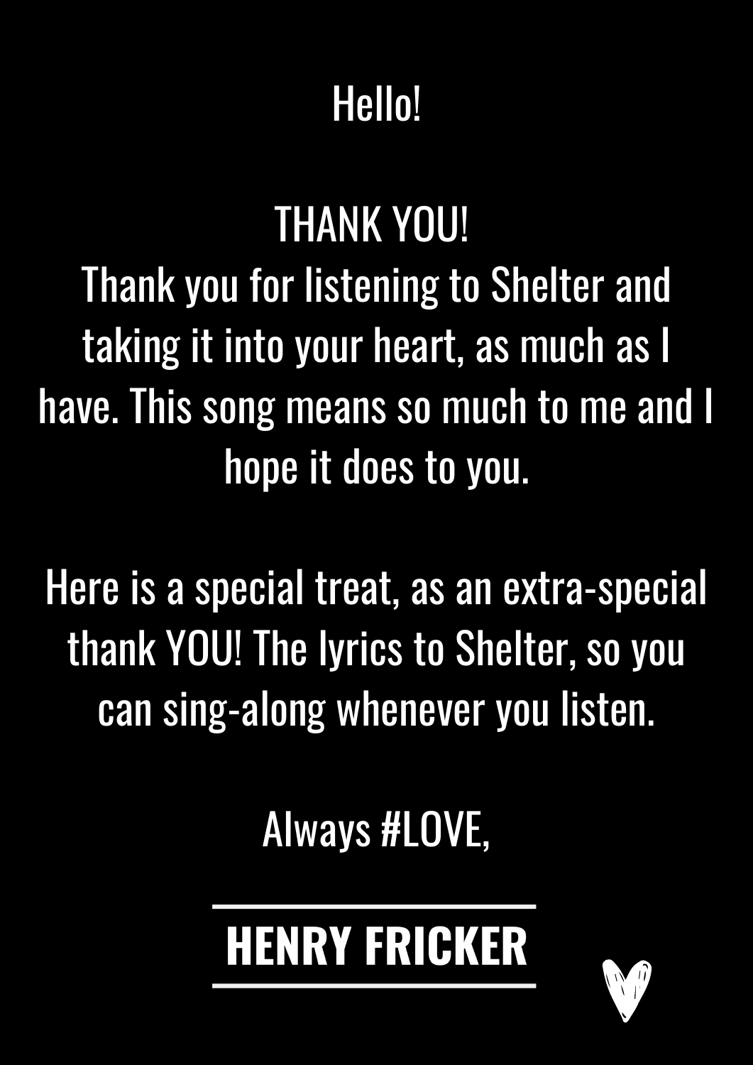Hello!

THANK YOU!
Thank you for listening to Shelter and taking it into your heart, as much as I have. This song means so much to me and I hope it does to you.

Here is a special treat, as an extra-special thank YOU! The lyrics to Shelter, so you can sing-along whenever you listen.

Always #LOVE,

**HENRY FRICKER**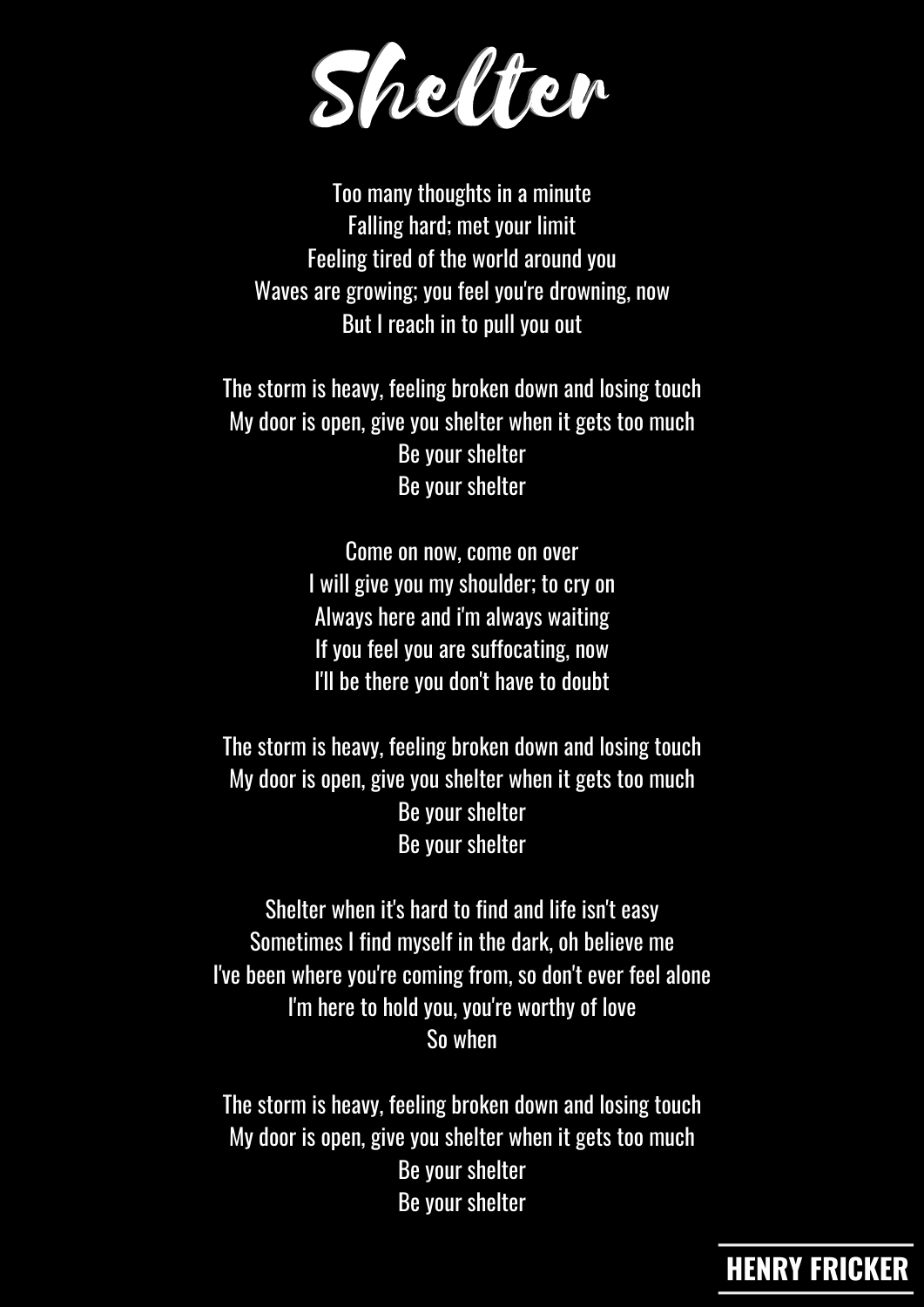# Shelter

Too many thoughts in a minute
Falling hard; met your limit
Feeling tired of the world around you
Waves are growing; you feel you're drowning, now
But I reach in to pull you out

The storm is heavy, feeling broken down and losing touch
My door is open, give you shelter when it gets too much
Be your shelter
Be your shelter

Come on now, come on over
I will give you my shoulder; to cry on
Always here and i'm always waiting
If you feel you are suffocating, now
I'll be there you don't have to doubt

The storm is heavy, feeling broken down and losing touch
My door is open, give you shelter when it gets too much
Be your shelter
Be your shelter

Shelter when it's hard to find and life isn't easy
Sometimes I find myself in the dark, oh believe me
I've been where you're coming from, so don't ever feel alone
I'm here to hold you, you're worthy of love
So when

The storm is heavy, feeling broken down and losing touch
My door is open, give you shelter when it gets too much
Be your shelter
Be your shelter

**HENRY FRICKER**